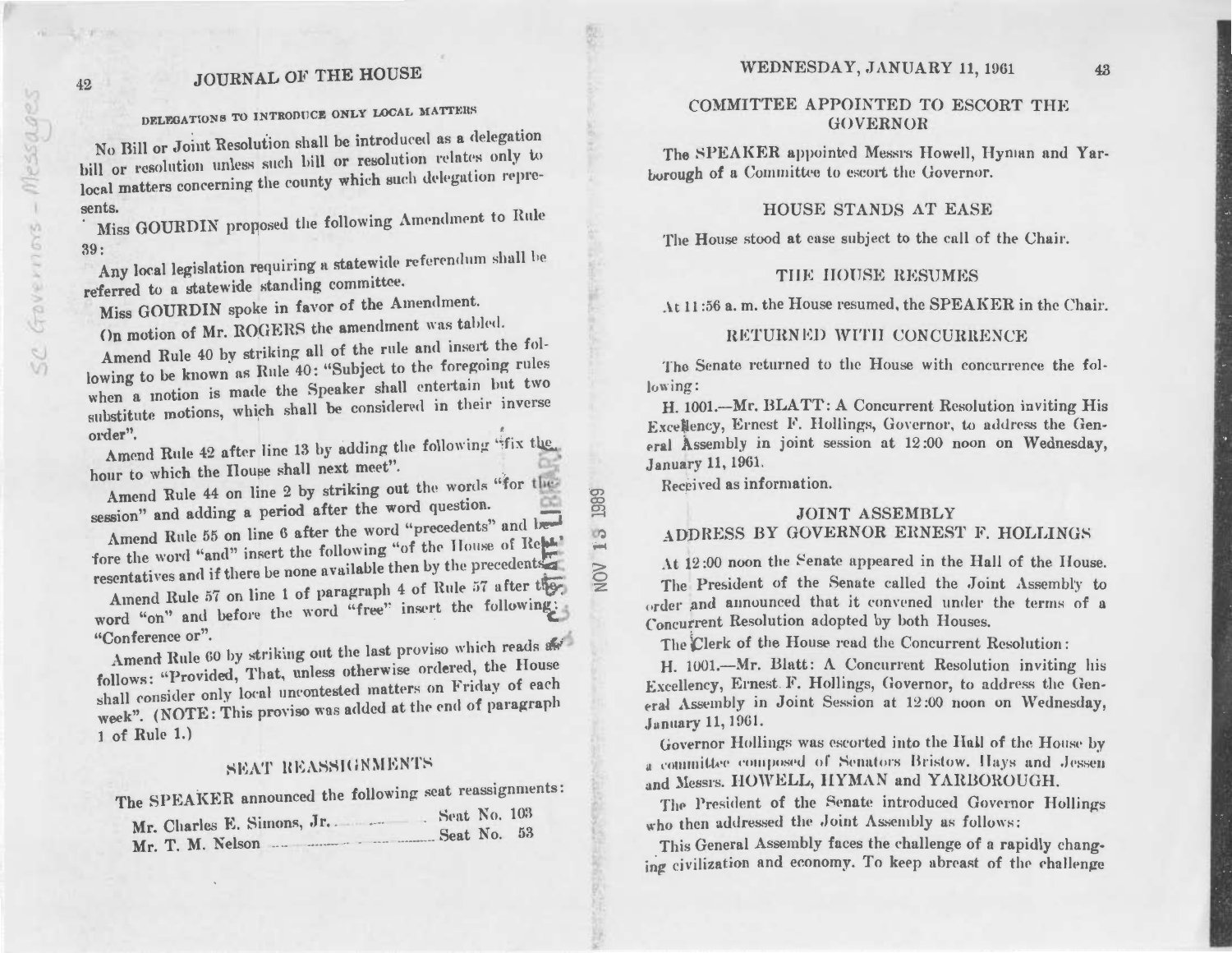### DELEGATIONS TO INTRODUCE ONLY LOCAL MATTERS

No Bill or Joint Resolution shall be introduced as a delegation bill or resolution unless such bill or resolution relates only to local matters concerning the county which such delegation represents.

Miss GOURDIN proposed the following Amendment to Rule 39:

Any local legislation requiring a statewide referendum shall be referred to a statewide standing committee.

Miss GOURDIN spoke in favor of the Amendment.

On motion of Mr. ROGERS the amendment was tabled.

Amend Rule 40 by striking all of the rule and insert the following to be known as Rule 40: "Subject to the foregoing rules when a motion is made the Speaker shall entertain but two substitute motions, which shall be considered in their inverse order".

Amend Rule 42 after line 13 by adding the following "fix the hour to which the House shall next meet".

Amend Rule 44 on line 2 by striking out the words "for the session" and adding a period after the word question.

Amend Rule 55 on line 6 after the word "precedents" and before the word "and" insert the following "of the House of Representatives and if there be none available then by the precedents".

Amend Rule 57 on line 1 of paragraph 4 of Rule 57 after the word "on" and before the word "free" insert the following: "Conference or".

Amend Rule 60 by striking out the last proviso which reads as follows: "Provided, That, unless otherwise ordered, the House shall consider only local uncontested matters on Friday of each week". (NOTE: This proviso was added at the end of paragraph 1 of Rule 1.)

## SEAT REASSIGNMENTS

The SPEAKER announced the following seat reassignments:

| | |
|---|---|
| Mr. Charles E. Simons, Jr. | Seat No. 103 |
| Mr. T. M. Nelson | Seat No. 53 |

## COMMITTEE APPOINTED TO ESCORT THE GOVERNOR

The SPEAKER appointed Messrs Howell, Hyman and Yarborough of a Committee to escort the Governor.

## HOUSE STANDS AT EASE

The House stood at ease subject to the call of the Chair.

## THE HOUSE RESUMES

At 11:56 a. m. the House resumed, the SPEAKER in the Chair.

## RETURNED WITH CONCURRENCE

The Senate returned to the House with concurrence the following:

H. 1001.—Mr. BLATT: A Concurrent Resolution inviting His Excellency, Ernest F. Hollings, Governor, to address the General Assembly in joint session at 12:00 noon on Wednesday, January 11, 1961.

Received as information.

## JOINT ASSEMBLY
## ADDRESS BY GOVERNOR ERNEST F. HOLLINGS

At 12:00 noon the Senate appeared in the Hall of the House. The President of the Senate called the Joint Assembly to order and announced that it convened under the terms of a Concurrent Resolution adopted by both Houses.

The Clerk of the House read the Concurrent Resolution:

H. 1001.—Mr. Blatt: A Concurrent Resolution inviting his Excellency, Ernest F. Hollings, Governor, to address the General Assembly in Joint Session at 12:00 noon on Wednesday, January 11, 1961.

Governor Hollings was escorted into the Hall of the House by a committee composed of Senators Bristow, Hays and Jessen and Messrs. HOWELL, HYMAN and YARBOROUGH.

The President of the Senate introduced Governor Hollings who then addressed the Joint Assembly as follows:

This General Assembly faces the challenge of a rapidly changing civilization and economy. To keep abreast of the challenge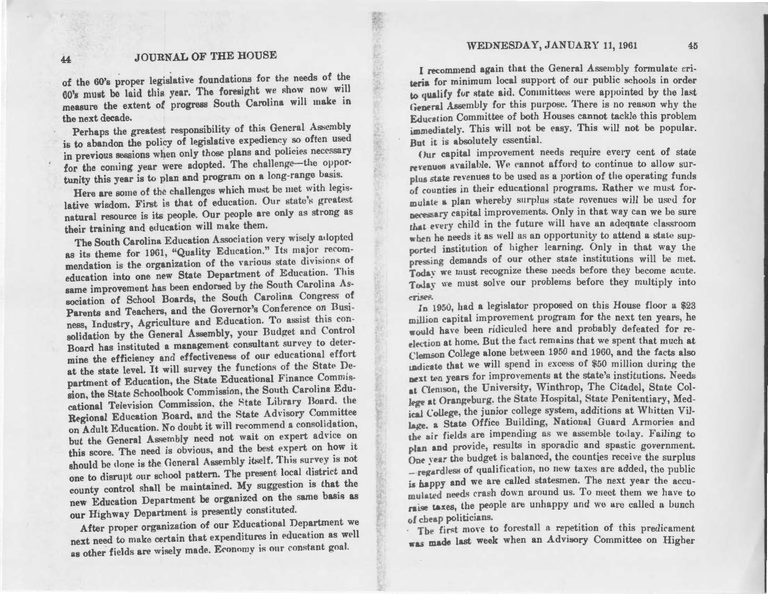of the 60's proper legislative foundations for the needs of the 60's must be laid this year. The foresight we show now will measure the extent of progress South Carolina will make in the next decade.

Perhaps the greatest responsibility of this General Assembly is to abandon the policy of legislative expediency so often used in previous sessions when only those plans and policies necessary for the coming year were adopted. The challenge—the opportunity this year is to plan and program on a long-range basis.

Here are some of the challenges which must be met with legislative wisdom. First is that of education. Our state's greatest natural resource is its people. Our people are only as strong as their training and education will make them.

The South Carolina Education Association very wisely adopted as its theme for 1961, "Quality Education." Its major recommendation is the organization of the various state divisions of education into one new State Department of Education. This same improvement has been endorsed by the South Carolina Association of School Boards, the South Carolina Congress of Parents and Teachers, and the Governor's Conference on Business, Industry, Agriculture and Education. To assist this consolidation by the General Assembly, your Budget and Control Board has instituted a management consultant survey to determine the efficiency and effectiveness of our educational effort at the state level. It will survey the functions of the State Department of Education, the State Educational Finance Commission, the State Schoolbook Commission, the South Carolina Educational Television Commission, the State Library Board, the Regional Education Board, and the State Advisory Committee on Adult Education. No doubt it will recommend a consolidation, but the General Assembly need not wait on expert advice on this score. The need is obvious, and the best expert on how it should be done is the General Assembly itself. This survey is not one to disrupt our school pattern. The present local district and county control shall be maintained. My suggestion is that the new Education Department be organized on the same basis as our Highway Department is presently constituted.

After proper organization of our Educational Department we next need to make certain that expenditures in education as well as other fields are wisely made. Economy is our constant goal.

I recommend again that the General Assembly formulate criteria for minimum local support of our public schools in order to qualify for state aid. Committees were appointed by the last General Assembly for this purpose. There is no reason why the Education Committee of both Houses cannot tackle this problem immediately. This will not be easy. This will not be popular. But it is absolutely essential.

Our capital improvement needs require every cent of state revenues available. We cannot afford to continue to allow surplus state revenues to be used as a portion of the operating funds of counties in their educational programs. Rather we must formulate a plan whereby surplus state revenues will be used for necessary capital improvements. Only in that way can we be sure that every child in the future will have an adequate classroom when he needs it as well as an opportunity to attend a state supported institution of higher learning. Only in that way the pressing demands of our other state institutions will be met. Today we must recognize these needs before they become acute. Today we must solve our problems before they multiply into crises.

In 1950, had a legislator proposed on this House floor a $23 million capital improvement program for the next ten years, he would have been ridiculed here and probably defeated for reelection at home. But the fact remains that we spent that much at Clemson College alone between 1950 and 1960, and the facts also indicate that we will spend in excess of $50 million during the next ten years for improvements at the state's institutions. Needs at Clemson, the University, Winthrop, The Citadel, State College at Orangeburg, the State Hospital, State Penitentiary, Medical College, the junior college system, additions at Whitten Village, a State Office Building, National Guard Armories and the air fields are impending as we assemble today. Failing to plan and provide, results in sporadic and spastic government. One year the budget is balanced, the counties receive the surplus – regardless of qualification, no new taxes are added, the public is happy and we are called statesmen. The next year the accumulated needs crash down around us. To meet them we have to raise taxes, the people are unhappy and we are called a bunch of cheap politicians.

The first move to forestall a repetition of this predicament was made last week when an Advisory Committee on Higher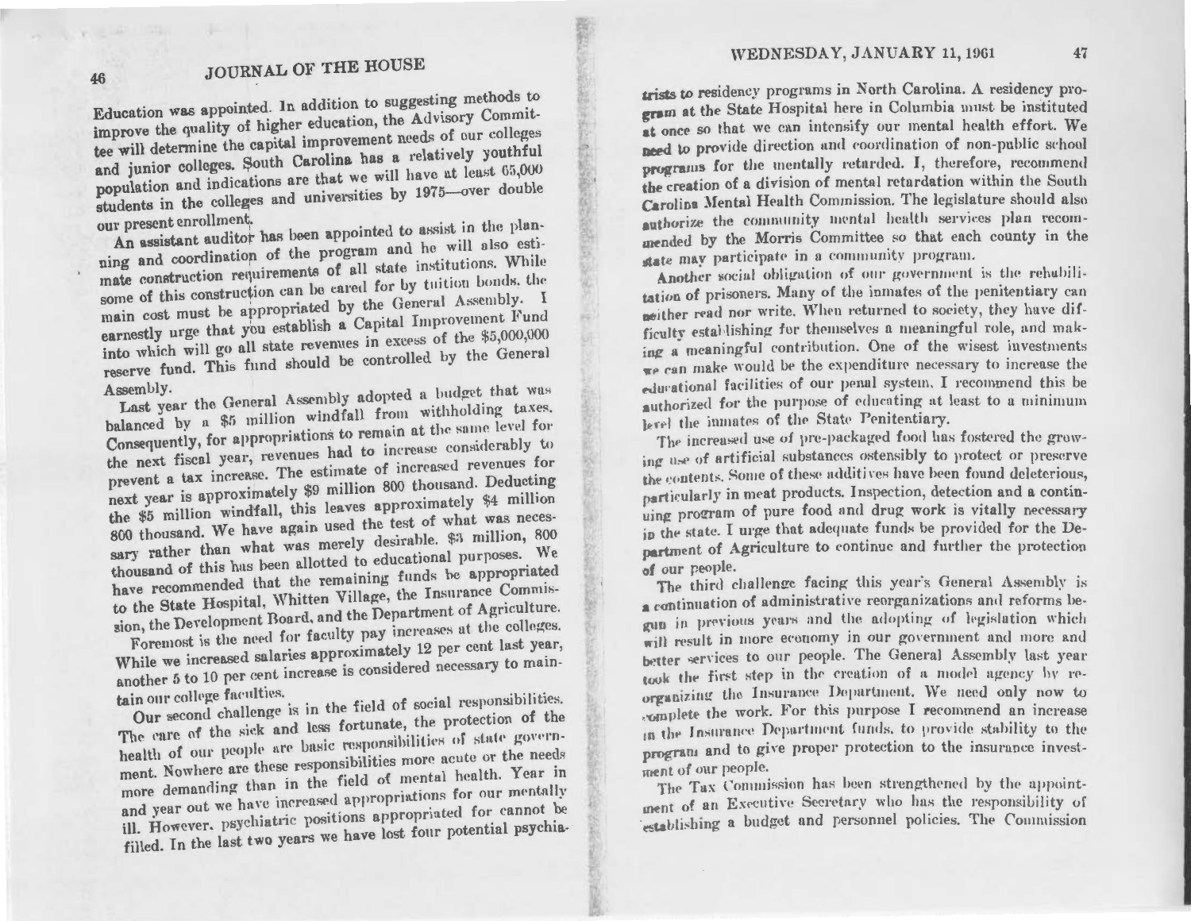Education was appointed. In addition to suggesting methods to improve the quality of higher education, the Advisory Committee will determine the capital improvement needs of our colleges and junior colleges. South Carolina has a relatively youthful population and indications are that we will have at least 65,000 students in the colleges and universities by 1975—over double our present enrollment.

An assistant auditor has been appointed to assist in the planning and coordination of the program and he will also estimate construction requirements of all state institutions. While some of this construction can be cared for by tuition bonds, the main cost must be appropriated by the General Assembly. I earnestly urge that you establish a Capital Improvement Fund into which will go all state revenues in excess of the $5,000,000 reserve fund. This fund should be controlled by the General Assembly.

Last year the General Assembly adopted a budget that was balanced by a $5 million windfall from withholding taxes. Consequently, for appropriations to remain at the same level for the next fiscal year, revenues had to increase considerably to prevent a tax increase. The estimate of increased revenues for next year is approximately $9 million 800 thousand. Deducting the $5 million windfall, this leaves approximately $4 million 800 thousand. We have again used the test of what was necessary rather than what was merely desirable. $3 million, 800 thousand of this has been allotted to educational purposes. We have recommended that the remaining funds be appropriated to the State Hospital, Whitten Village, the Insurance Commission, the Development Board, and the Department of Agriculture.

Foremost is the need for faculty pay increases at the colleges. While we increased salaries approximately 12 per cent last year, another 5 to 10 per cent increase is considered necessary to maintain our college faculties.

Our second challenge is in the field of social responsibilities. The care of the sick and less fortunate, the protection of the health of our people are basic responsibilities of state government. Nowhere are these responsibilities more acute or the needs more demanding than in the field of mental health. Year in and year out we have increased appropriations for our mentally ill. However, psychiatric positions appropriated for cannot be filled. In the last two years we have lost four potential psychiatrists to residency programs in North Carolina. A residency program at the State Hospital here in Columbia must be instituted at once so that we can intensify our mental health effort. We need to provide direction and coordination of non-public school programs for the mentally retarded. I, therefore, recommend the creation of a division of mental retardation within the South Carolina Mental Health Commission. The legislature should also authorize the community mental health services plan recommended by the Morris Committee so that each county in the state may participate in a community program.

Another social obligation of our government is the rehabilitation of prisoners. Many of the inmates of the penitentiary can neither read nor write. When returned to society, they have difficulty establishing for themselves a meaningful role, and making a meaningful contribution. One of the wisest investments we can make would be the expenditure necessary to increase the educational facilities of our penal system. I recommend this be authorized for the purpose of educating at least to a minimum level the inmates of the State Penitentiary.

The increased use of pre-packaged food has fostered the growing use of artificial substances ostensibly to protect or preserve the contents. Some of these additives have been found deleterious, particularly in meat products. Inspection, detection and a continuing program of pure food and drug work is vitally necessary in the state. I urge that adequate funds be provided for the Department of Agriculture to continue and further the protection of our people.

The third challenge facing this year's General Assembly is a continuation of administrative reorganizations and reforms begun in previous years and the adopting of legislation which will result in more economy in our government and more and better services to our people. The General Assembly last year took the first step in the creation of a model agency by reorganizing the Insurance Department. We need only now to complete the work. For this purpose I recommend an increase in the Insurance Department funds, to provide stability to the program and to give proper protection to the insurance investment of our people.

The Tax Commission has been strengthened by the appointment of an Executive Secretary who has the responsibility of establishing a budget and personnel policies. The Commission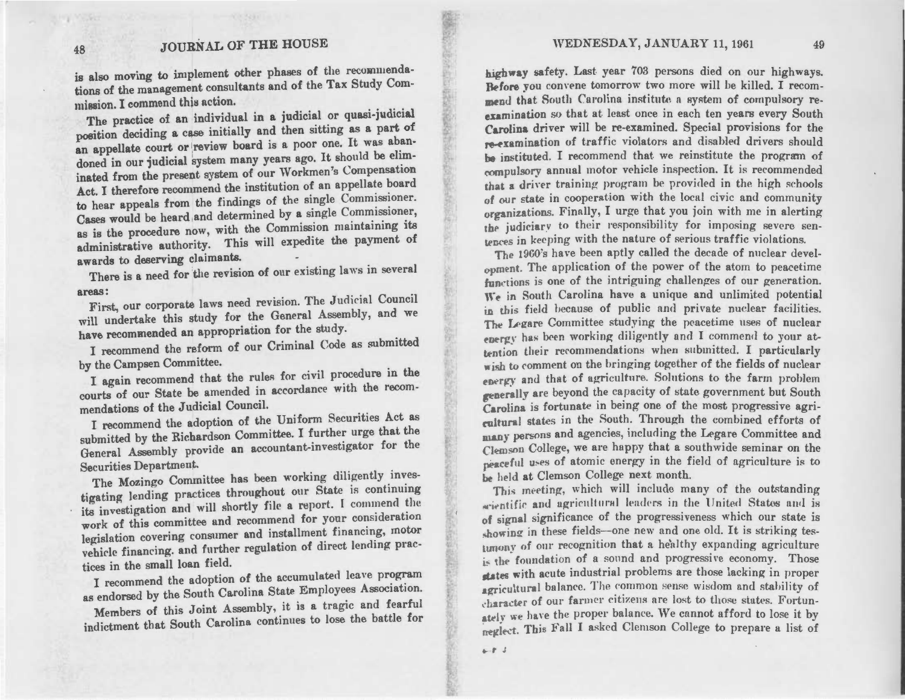is also moving to implement other phases of the recommendations of the management consultants and of the Tax Study Commission. I commend this action.

The practice of an individual in a judicial or quasi-judicial position deciding a case initially and then sitting as a part of an appellate court or review board is a poor one. It was abandoned in our judicial system many years ago. It should be eliminated from the present system of our Workmen's Compensation Act. I therefore recommend the institution of an appellate board to hear appeals from the findings of the single Commissioner. Cases would be heard and determined by a single Commissioner, as is the procedure now, with the Commission maintaining its administrative authority. This will expedite the payment of awards to deserving claimants.

There is a need for the revision of our existing laws in several areas:

First, our corporate laws need revision. The Judicial Council will undertake this study for the General Assembly, and we have recommended an appropriation for the study.

I recommend the reform of our Criminal Code as submitted by the Campsen Committee.

I again recommend that the rules for civil procedure in the courts of our State be amended in accordance with the recommendations of the Judicial Council.

I recommend the adoption of the Uniform Securities Act as submitted by the Richardson Committee. I further urge that the General Assembly provide an accountant-investigator for the Securities Department.

The Mozingo Committee has been working diligently investigating lending practices throughout our State is continuing its investigation and will shortly file a report. I commend the work of this committee and recommend for your consideration legislation covering consumer and installment financing, motor vehicle financing, and further regulation of direct lending practices in the small loan field.

I recommend the adoption of the accumulated leave program as endorsed by the South Carolina State Employees Association.

Members of this Joint Assembly, it is a tragic and fearful indictment that South Carolina continues to lose the battle for highway safety. Last year 703 persons died on our highways. Before you convene tomorrow two more will be killed. I recommend that South Carolina institute a system of compulsory re-examination so that at least once in each ten years every South Carolina driver will be re-examined. Special provisions for the re-examination of traffic violators and disabled drivers should be instituted. I recommend that we reinstitute the program of compulsory annual motor vehicle inspection. It is recommended that a driver training program be provided in the high schools of our state in cooperation with the local civic and community organizations. Finally, I urge that you join with me in alerting the judiciary to their responsibility for imposing severe sentences in keeping with the nature of serious traffic violations.

The 1960's have been aptly called the decade of nuclear development. The application of the power of the atom to peacetime functions is one of the intriguing challenges of our generation. We in South Carolina have a unique and unlimited potential in this field because of public and private nuclear facilities. The Legare Committee studying the peacetime uses of nuclear energy has been working diligently and I commend to your attention their recommendations when submitted. I particularly wish to comment on the bringing together of the fields of nuclear energy and that of agriculture. Solutions to the farm problem generally are beyond the capacity of state government but South Carolina is fortunate in being one of the most progressive agricultural states in the South. Through the combined efforts of many persons and agencies, including the Legare Committee and Clemson College, we are happy that a southwide seminar on the peaceful uses of atomic energy in the field of agriculture is to be held at Clemson College next month.

This meeting, which will include many of the outstanding scientific and agricultural leaders in the United States and is of signal significance of the progressiveness which our state is showing in these fields—one new and one old. It is striking testimony of our recognition that a healthy expanding agriculture is the foundation of a sound and progressive economy. Those states with acute industrial problems are those lacking in proper agricultural balance. The common sense wisdom and stability of character of our farmer citizens are lost to those states. Fortunately we have the proper balance. We cannot afford to lose it by neglect. This Fall I asked Clemson College to prepare a list of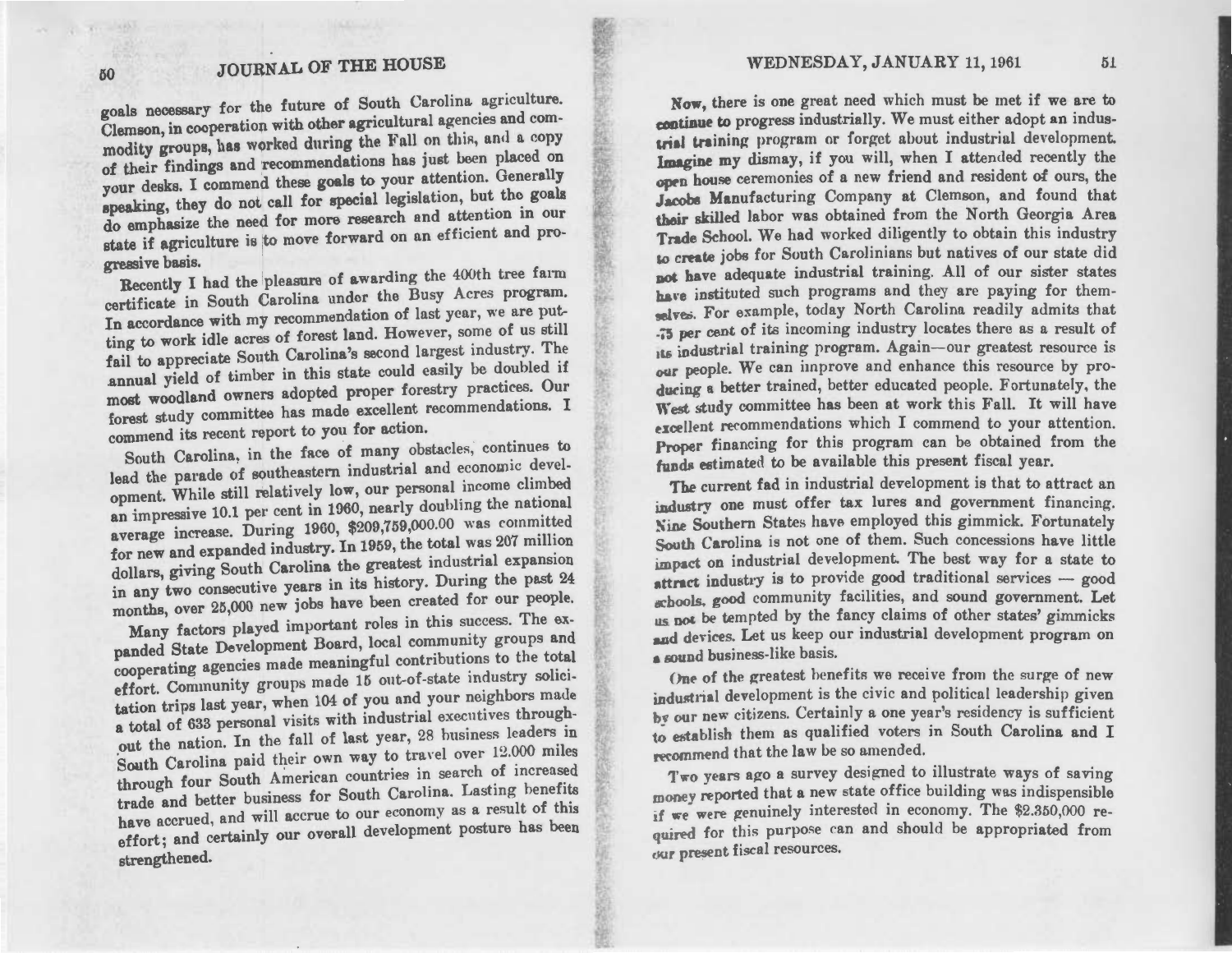goals necessary for the future of South Carolina agriculture. Clemson, in cooperation with other agricultural agencies and commodity groups, has worked during the Fall on this, and a copy of their findings and recommendations has just been placed on your desks. I commend these goals to your attention. Generally speaking, they do not call for special legislation, but the goals do emphasize the need for more research and attention in our state if agriculture is to move forward on an efficient and progressive basis.

Recently I had the pleasure of awarding the 400th tree farm certificate in South Carolina under the Busy Acres program. In accordance with my recommendation of last year, we are putting to work idle acres of forest land. However, some of us still fail to appreciate South Carolina's second largest industry. The annual yield of timber in this state could easily be doubled if most woodland owners adopted proper forestry practices. Our forest study committee has made excellent recommendations. I commend its recent report to you for action.

South Carolina, in the face of many obstacles, continues to lead the parade of southeastern industrial and economic development. While still relatively low, our personal income climbed an impressive 10.1 per cent in 1960, nearly doubling the national average increase. During 1960, $209,759,000.00 was committed for new and expanded industry. In 1959, the total was 207 million dollars, giving South Carolina the greatest industrial expansion in any two consecutive years in its history. During the past 24 months, over 25,000 new jobs have been created for our people.

Many factors played important roles in this success. The expanded State Development Board, local community groups and cooperating agencies made meaningful contributions to the total effort. Community groups made 15 out-of-state industry solicitation trips last year, when 104 of you and your neighbors made a total of 633 personal visits with industrial executives throughout the nation. In the fall of last year, 28 business leaders in South Carolina paid their own way to travel over 12,000 miles through four South American countries in search of increased trade and better business for South Carolina. Lasting benefits have accrued, and will accrue to our economy as a result of this effort; and certainly our overall development posture has been strengthened.

Now, there is one great need which must be met if we are to continue to progress industrially. We must either adopt an industrial training program or forget about industrial development. Imagine my dismay, if you will, when I attended recently the open house ceremonies of a new friend and resident of ours, the Jacobs Manufacturing Company at Clemson, and found that their skilled labor was obtained from the North Georgia Area Trade School. We had worked diligently to obtain this industry to create jobs for South Carolinians but natives of our state did not have adequate industrial training. All of our sister states have instituted such programs and they are paying for themselves. For example, today North Carolina readily admits that 75 per cent of its incoming industry locates there as a result of its industrial training program. Again—our greatest resource is our people. We can improve and enhance this resource by producing a better trained, better educated people. Fortunately, the West study committee has been at work this Fall. It will have excellent recommendations which I commend to your attention. Proper financing for this program can be obtained from the funds estimated to be available this present fiscal year.

The current fad in industrial development is that to attract an industry one must offer tax lures and government financing. Nine Southern States have employed this gimmick. Fortunately South Carolina is not one of them. Such concessions have little impact on industrial development. The best way for a state to attract industry is to provide good traditional services — good schools, good community facilities, and sound government. Let us not be tempted by the fancy claims of other states' gimmicks and devices. Let us keep our industrial development program on a sound business-like basis.

One of the greatest benefits we receive from the surge of new industrial development is the civic and political leadership given by our new citizens. Certainly a one year's residency is sufficient to establish them as qualified voters in South Carolina and I recommend that the law be so amended.

Two years ago a survey designed to illustrate ways of saving money reported that a new state office building was indispensible if we were genuinely interested in economy. The $2,350,000 required for this purpose can and should be appropriated from our present fiscal resources.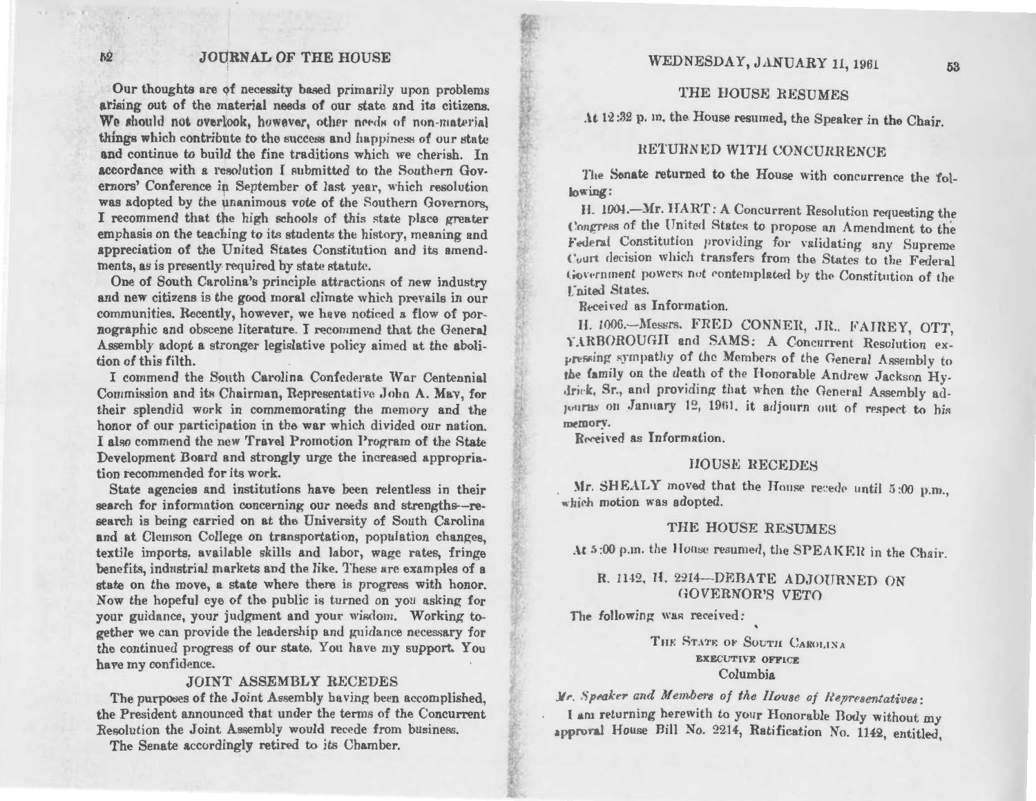Our thoughts are of necessity based primarily upon problems arising out of the material needs of our state and its citizens. We should not overlook, however, other needs of non-material things which contribute to the success and happiness of our state and continue to build the fine traditions which we cherish. In accordance with a resolution I submitted to the Southern Governors' Conference in September of last year, which resolution was adopted by the unanimous vote of the Southern Governors, I recommend that the high schools of this state place greater emphasis on the teaching to its students the history, meaning and appreciation of the United States Constitution and its amendments, as is presently required by state statute.

One of South Carolina's principle attractions of new industry and new citizens is the good moral climate which prevails in our communities. Recently, however, we have noticed a flow of pornographic and obscene literature. I recommend that the General Assembly adopt a stronger legislative policy aimed at the abolition of this filth.

I commend the South Carolina Confederate War Centennial Commission and its Chairman, Representative John A. May, for their splendid work in commemorating the memory and the honor of our participation in the war which divided our nation. I also commend the new Travel Promotion Program of the State Development Board and strongly urge the increased appropriation recommended for its work.

State agencies and institutions have been relentless in their search for information concerning our needs and strengths—research is being carried on at the University of South Carolina and at Clemson College on transportation, population changes, textile imports, available skills and labor, wage rates, fringe benefits, industrial markets and the like. These are examples of a state on the move, a state where there is progress with honor. Now the hopeful eye of the public is turned on you asking for your guidance, your judgment and your wisdom. Working together we can provide the leadership and guidance necessary for the continued progress of our state. You have my support. You have my confidence.

## JOINT ASSEMBLY RECEDES

The purposes of the Joint Assembly having been accomplished, the President announced that under the terms of the Concurrent Resolution the Joint Assembly would recede from business.

The Senate accordingly retired to its Chamber.

## THE HOUSE RESUMES

At 12:32 p.m. the House resumed, the Speaker in the Chair.

## RETURNED WITH CONCURRENCE

The Senate returned to the House with concurrence the following:

H. 1004.—Mr. HART: A Concurrent Resolution requesting the Congress of the United States to propose an Amendment to the Federal Constitution providing for validating any Supreme Court decision which transfers from the States to the Federal Government powers not contemplated by the Constitution of the United States.

Received as Information.

H. 1006.—Messrs. FRED CONNER, JR., FAIREY, OTT, YARBOROUGH and SAMS: A Concurrent Resolution expressing sympathy of the Members of the General Assembly to the family on the death of the Honorable Andrew Jackson Hydrick, Sr., and providing that when the General Assembly adjourns on January 12, 1961, it adjourn out of respect to his memory.

Received as Information.

## HOUSE RECEDES

Mr. SHEALY moved that the House recede until 5:00 p.m., which motion was adopted.

## THE HOUSE RESUMES

At 5:00 p.m. the House resumed, the SPEAKER in the Chair.

## R. 1142, H. 2214—DEBATE ADJOURNED ON GOVERNOR'S VETO

The following was received:

THE STATE OF SOUTH CAROLINA
EXECUTIVE OFFICE
Columbia

*Mr. Speaker and Members of the House of Representatives:*

I am returning herewith to your Honorable Body without my approval House Bill No. 2214, Ratification No. 1142, entitled,